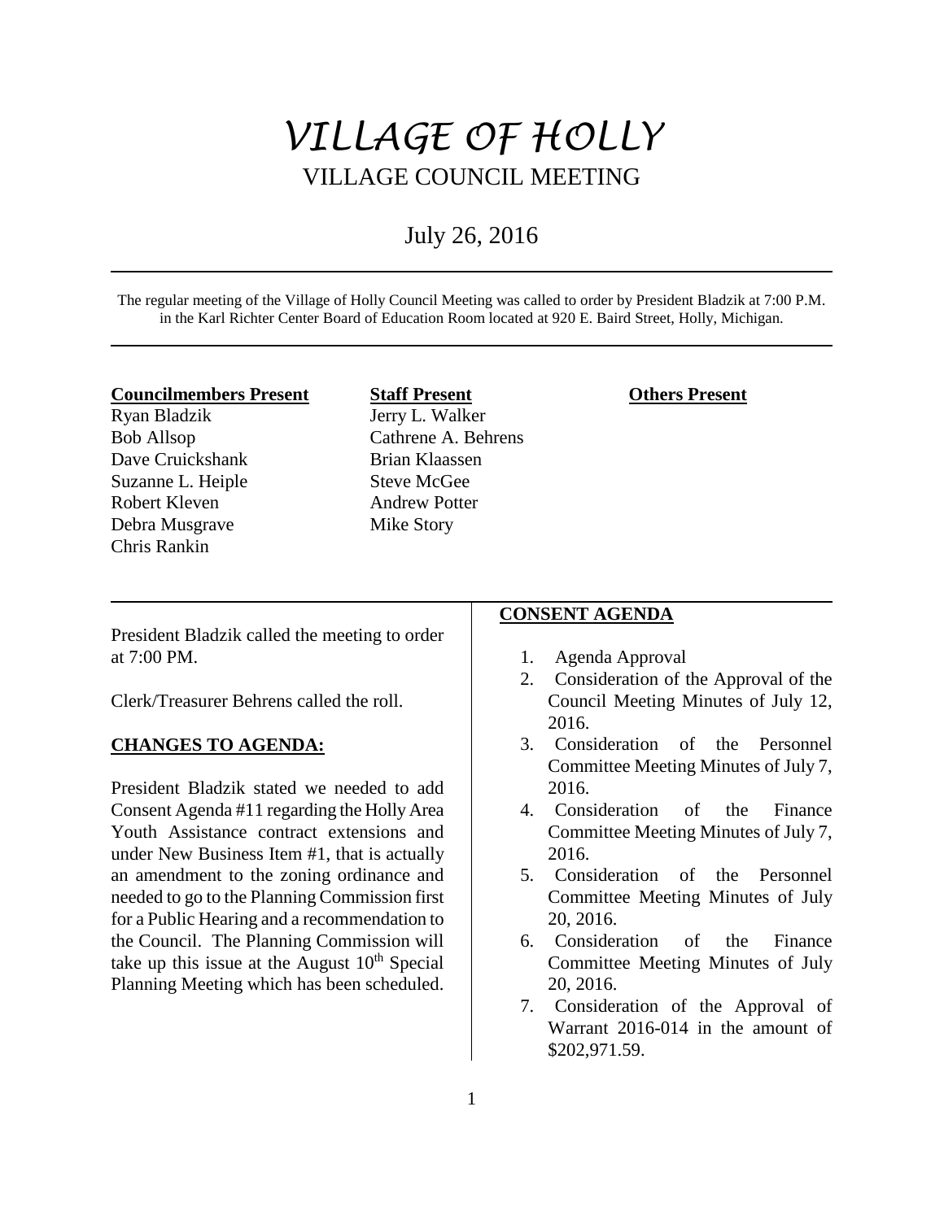# VILLAGE OF HOLLY

## VILLAGE COUNCIL MEETING

July 26, 2016

The regular meeting of the Village of Holly Council Meeting was called to order by President Bladzik at 7:00 P.M. in the Karl Richter Center Board of Education Room located at 920 E. Baird Street, Holly, Michigan.

| **Councilmembers Present** | **Staff Present** | **Others Present** |
|---|---|---|
| Ryan Bladzik | Jerry L. Walker | |
| Bob Allsop | Cathrene A. Behrens | |
| Dave Cruickshank | Brian Klaassen | |
| Suzanne L. Heiple | Steve McGee | |
| Robert Kleven | Andrew Potter | |
| Debra Musgrave | Mike Story | |
| Chris Rankin | | |

President Bladzik called the meeting to order at 7:00 PM.

Clerk/Treasurer Behrens called the roll.

**CHANGES TO AGENDA:**

President Bladzik stated we needed to add Consent Agenda #11 regarding the Holly Area Youth Assistance contract extensions and under New Business Item #1, that is actually an amendment to the zoning ordinance and needed to go to the Planning Commission first for a Public Hearing and a recommendation to the Council. The Planning Commission will take up this issue at the August 10th Special Planning Meeting which has been scheduled.

**CONSENT AGENDA**

1. Agenda Approval
2. Consideration of the Approval of the Council Meeting Minutes of July 12, 2016.
3. Consideration of the Personnel Committee Meeting Minutes of July 7, 2016.
4. Consideration of the Finance Committee Meeting Minutes of July 7, 2016.
5. Consideration of the Personnel Committee Meeting Minutes of July 20, 2016.
6. Consideration of the Finance Committee Meeting Minutes of July 20, 2016.
7. Consideration of the Approval of Warrant 2016-014 in the amount of $202,971.59.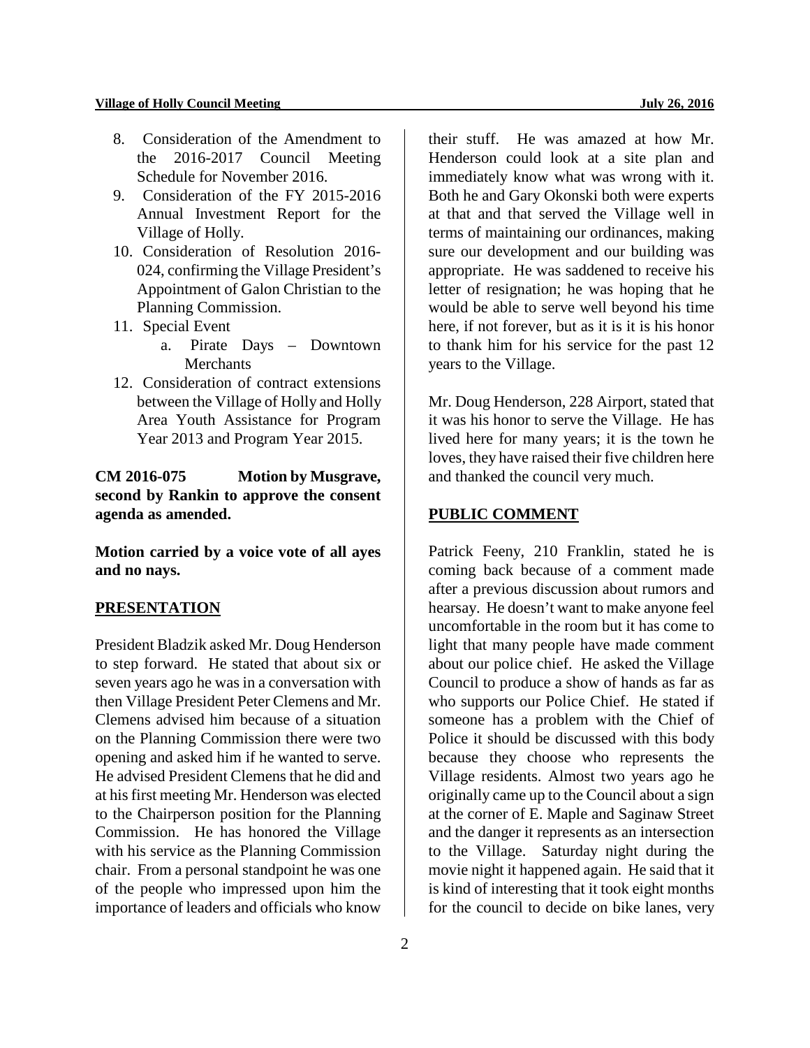8. Consideration of the Amendment to the 2016-2017 Council Meeting Schedule for November 2016.
9. Consideration of the FY 2015-2016 Annual Investment Report for the Village of Holly.
10. Consideration of Resolution 2016-024, confirming the Village President's Appointment of Galon Christian to the Planning Commission.
11. Special Event
    a. Pirate Days – Downtown Merchants
12. Consideration of contract extensions between the Village of Holly and Holly Area Youth Assistance for Program Year 2013 and Program Year 2015.

**CM 2016-075 Motion by Musgrave, second by Rankin to approve the consent agenda as amended.**

**Motion carried by a voice vote of all ayes and no nays.**

## PRESENTATION

President Bladzik asked Mr. Doug Henderson to step forward. He stated that about six or seven years ago he was in a conversation with then Village President Peter Clemens and Mr. Clemens advised him because of a situation on the Planning Commission there were two opening and asked him if he wanted to serve. He advised President Clemens that he did and at his first meeting Mr. Henderson was elected to the Chairperson position for the Planning Commission. He has honored the Village with his service as the Planning Commission chair. From a personal standpoint he was one of the people who impressed upon him the importance of leaders and officials who know their stuff. He was amazed at how Mr. Henderson could look at a site plan and immediately know what was wrong with it. Both he and Gary Okonski both were experts at that and that served the Village well in terms of maintaining our ordinances, making sure our development and our building was appropriate. He was saddened to receive his letter of resignation; he was hoping that he would be able to serve well beyond his time here, if not forever, but as it is it is his honor to thank him for his service for the past 12 years to the Village.

Mr. Doug Henderson, 228 Airport, stated that it was his honor to serve the Village. He has lived here for many years; it is the town he loves, they have raised their five children here and thanked the council very much.

## PUBLIC COMMENT

Patrick Feeny, 210 Franklin, stated he is coming back because of a comment made after a previous discussion about rumors and hearsay. He doesn't want to make anyone feel uncomfortable in the room but it has come to light that many people have made comment about our police chief. He asked the Village Council to produce a show of hands as far as who supports our Police Chief. He stated if someone has a problem with the Chief of Police it should be discussed with this body because they choose who represents the Village residents. Almost two years ago he originally came up to the Council about a sign at the corner of E. Maple and Saginaw Street and the danger it represents as an intersection to the Village. Saturday night during the movie night it happened again. He said that it is kind of interesting that it took eight months for the council to decide on bike lanes, very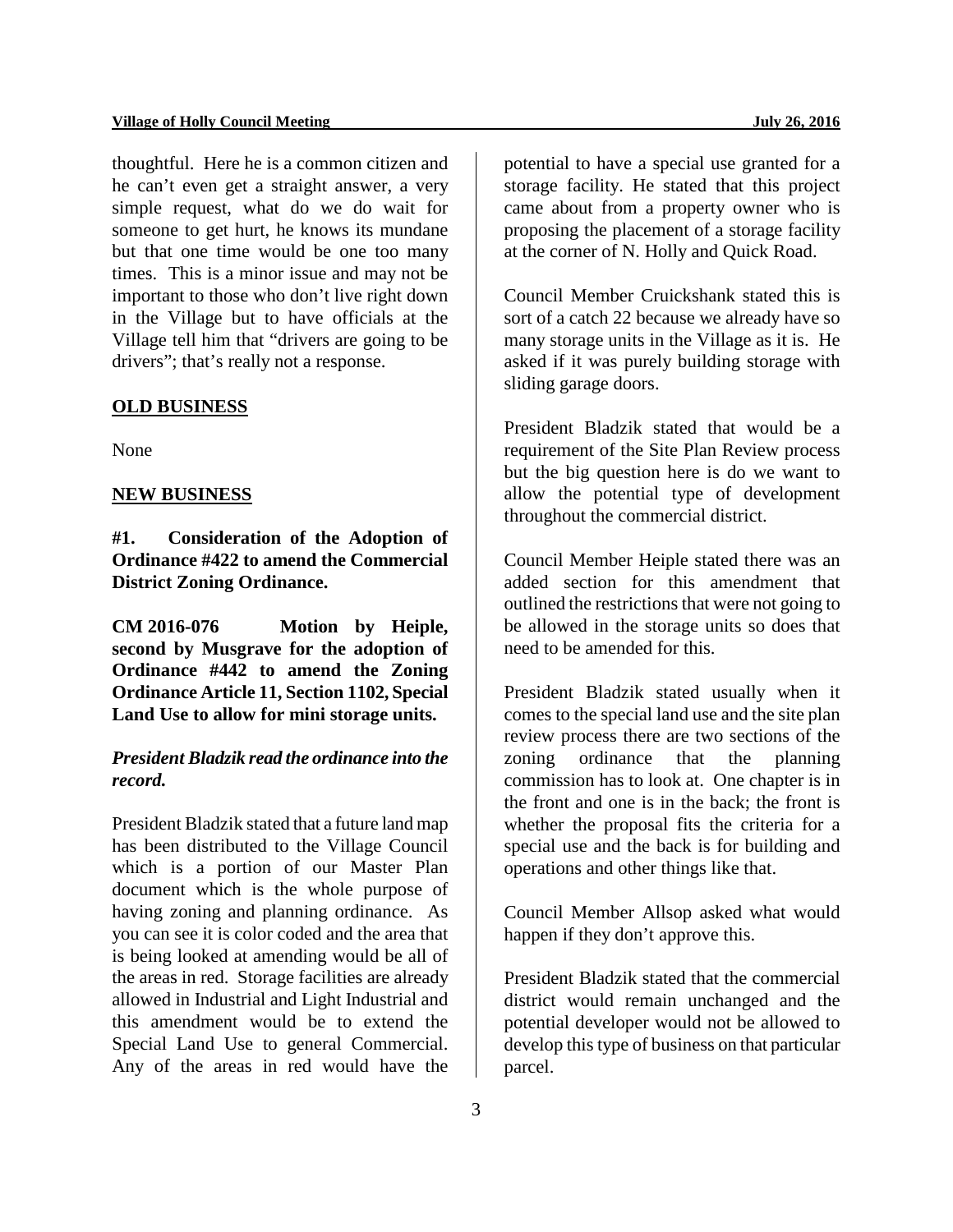thoughtful. Here he is a common citizen and he can't even get a straight answer, a very simple request, what do we do wait for someone to get hurt, he knows its mundane but that one time would be one too many times. This is a minor issue and may not be important to those who don't live right down in the Village but to have officials at the Village tell him that "drivers are going to be drivers"; that's really not a response.

## OLD BUSINESS

None

## NEW BUSINESS

**#1. Consideration of the Adoption of Ordinance #422 to amend the Commercial District Zoning Ordinance.**

**CM 2016-076 Motion by Heiple, second by Musgrave for the adoption of Ordinance #442 to amend the Zoning Ordinance Article 11, Section 1102, Special Land Use to allow for mini storage units.**

***President Bladzik read the ordinance into the record.***

President Bladzik stated that a future land map has been distributed to the Village Council which is a portion of our Master Plan document which is the whole purpose of having zoning and planning ordinance. As you can see it is color coded and the area that is being looked at amending would be all of the areas in red. Storage facilities are already allowed in Industrial and Light Industrial and this amendment would be to extend the Special Land Use to general Commercial. Any of the areas in red would have the potential to have a special use granted for a storage facility. He stated that this project came about from a property owner who is proposing the placement of a storage facility at the corner of N. Holly and Quick Road.

Council Member Cruickshank stated this is sort of a catch 22 because we already have so many storage units in the Village as it is. He asked if it was purely building storage with sliding garage doors.

President Bladzik stated that would be a requirement of the Site Plan Review process but the big question here is do we want to allow the potential type of development throughout the commercial district.

Council Member Heiple stated there was an added section for this amendment that outlined the restrictions that were not going to be allowed in the storage units so does that need to be amended for this.

President Bladzik stated usually when it comes to the special land use and the site plan review process there are two sections of the zoning ordinance that the planning commission has to look at. One chapter is in the front and one is in the back; the front is whether the proposal fits the criteria for a special use and the back is for building and operations and other things like that.

Council Member Allsop asked what would happen if they don't approve this.

President Bladzik stated that the commercial district would remain unchanged and the potential developer would not be allowed to develop this type of business on that particular parcel.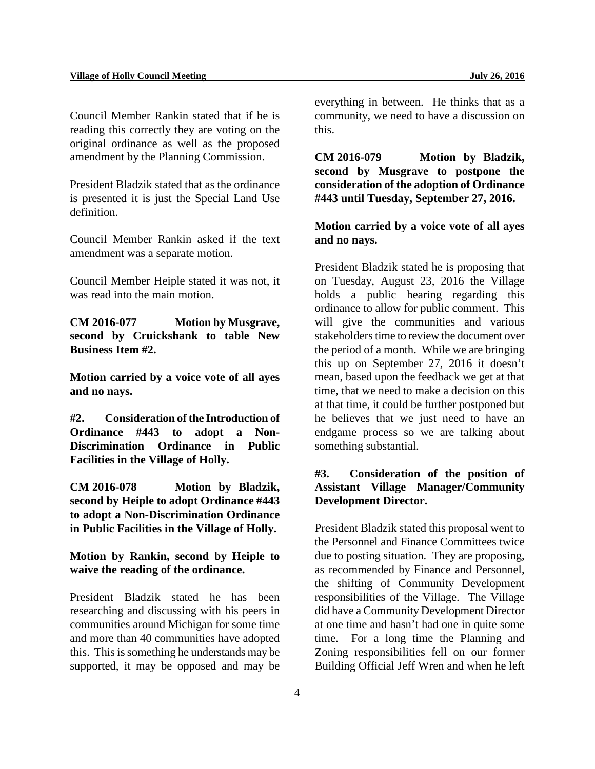Council Member Rankin stated that if he is reading this correctly they are voting on the original ordinance as well as the proposed amendment by the Planning Commission.

President Bladzik stated that as the ordinance is presented it is just the Special Land Use definition.

Council Member Rankin asked if the text amendment was a separate motion.

Council Member Heiple stated it was not, it was read into the main motion.

**CM 2016-077 Motion by Musgrave, second by Cruickshank to table New Business Item #2.**

**Motion carried by a voice vote of all ayes and no nays.**

**#2. Consideration of the Introduction of Ordinance #443 to adopt a Non-Discrimination Ordinance in Public Facilities in the Village of Holly.**

**CM 2016-078 Motion by Bladzik, second by Heiple to adopt Ordinance #443 to adopt a Non-Discrimination Ordinance in Public Facilities in the Village of Holly.**

**Motion by Rankin, second by Heiple to waive the reading of the ordinance.**

President Bladzik stated he has been researching and discussing with his peers in communities around Michigan for some time and more than 40 communities have adopted this. This is something he understands may be supported, it may be opposed and may be everything in between. He thinks that as a community, we need to have a discussion on this.

**CM 2016-079 Motion by Bladzik, second by Musgrave to postpone the consideration of the adoption of Ordinance #443 until Tuesday, September 27, 2016.**

**Motion carried by a voice vote of all ayes and no nays.**

President Bladzik stated he is proposing that on Tuesday, August 23, 2016 the Village holds a public hearing regarding this ordinance to allow for public comment. This will give the communities and various stakeholders time to review the document over the period of a month. While we are bringing this up on September 27, 2016 it doesn't mean, based upon the feedback we get at that time, that we need to make a decision on this at that time, it could be further postponed but he believes that we just need to have an endgame process so we are talking about something substantial.

**#3. Consideration of the position of Assistant Village Manager/Community Development Director.**

President Bladzik stated this proposal went to the Personnel and Finance Committees twice due to posting situation. They are proposing, as recommended by Finance and Personnel, the shifting of Community Development responsibilities of the Village. The Village did have a Community Development Director at one time and hasn't had one in quite some time. For a long time the Planning and Zoning responsibilities fell on our former Building Official Jeff Wren and when he left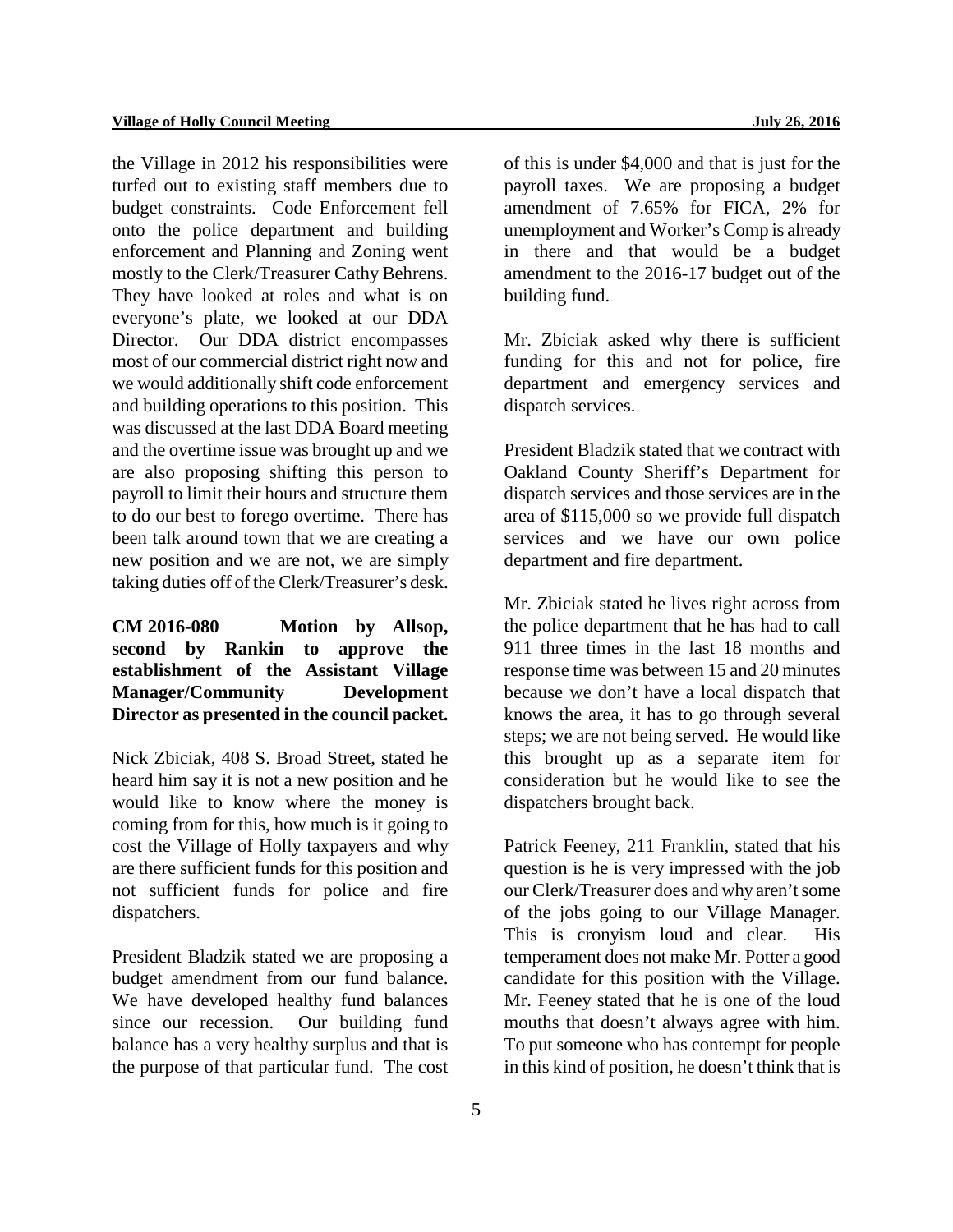the Village in 2012 his responsibilities were turfed out to existing staff members due to budget constraints. Code Enforcement fell onto the police department and building enforcement and Planning and Zoning went mostly to the Clerk/Treasurer Cathy Behrens. They have looked at roles and what is on everyone's plate, we looked at our DDA Director. Our DDA district encompasses most of our commercial district right now and we would additionally shift code enforcement and building operations to this position. This was discussed at the last DDA Board meeting and the overtime issue was brought up and we are also proposing shifting this person to payroll to limit their hours and structure them to do our best to forego overtime. There has been talk around town that we are creating a new position and we are not, we are simply taking duties off of the Clerk/Treasurer's desk.

**CM 2016-080 Motion by Allsop, second by Rankin to approve the establishment of the Assistant Village Manager/Community Development Director as presented in the council packet.**

Nick Zbiciak, 408 S. Broad Street, stated he heard him say it is not a new position and he would like to know where the money is coming from for this, how much is it going to cost the Village of Holly taxpayers and why are there sufficient funds for this position and not sufficient funds for police and fire dispatchers.

President Bladzik stated we are proposing a budget amendment from our fund balance. We have developed healthy fund balances since our recession. Our building fund balance has a very healthy surplus and that is the purpose of that particular fund. The cost of this is under $4,000 and that is just for the payroll taxes. We are proposing a budget amendment of 7.65% for FICA, 2% for unemployment and Worker's Comp is already in there and that would be a budget amendment to the 2016-17 budget out of the building fund.

Mr. Zbiciak asked why there is sufficient funding for this and not for police, fire department and emergency services and dispatch services.

President Bladzik stated that we contract with Oakland County Sheriff's Department for dispatch services and those services are in the area of $115,000 so we provide full dispatch services and we have our own police department and fire department.

Mr. Zbiciak stated he lives right across from the police department that he has had to call 911 three times in the last 18 months and response time was between 15 and 20 minutes because we don't have a local dispatch that knows the area, it has to go through several steps; we are not being served. He would like this brought up as a separate item for consideration but he would like to see the dispatchers brought back.

Patrick Feeney, 211 Franklin, stated that his question is he is very impressed with the job our Clerk/Treasurer does and why aren't some of the jobs going to our Village Manager. This is cronyism loud and clear. His temperament does not make Mr. Potter a good candidate for this position with the Village. Mr. Feeney stated that he is one of the loud mouths that doesn't always agree with him. To put someone who has contempt for people in this kind of position, he doesn't think that is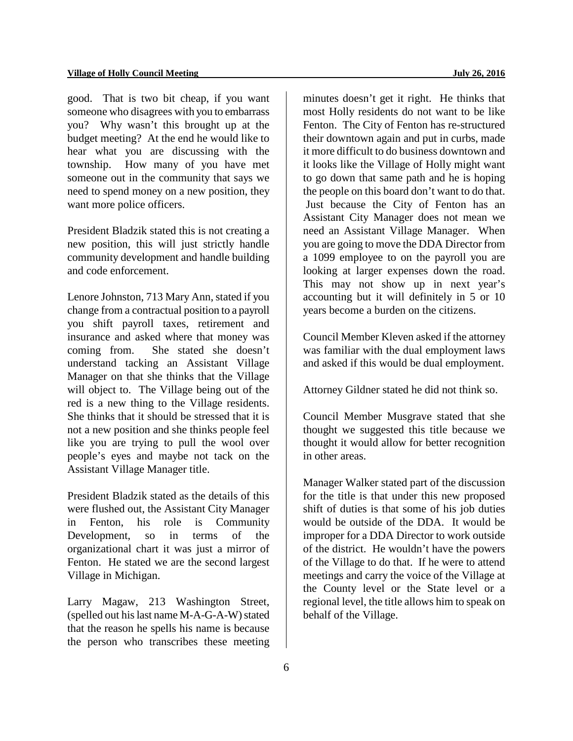good. That is two bit cheap, if you want someone who disagrees with you to embarrass you? Why wasn't this brought up at the budget meeting? At the end he would like to hear what you are discussing with the township. How many of you have met someone out in the community that says we need to spend money on a new position, they want more police officers.

President Bladzik stated this is not creating a new position, this will just strictly handle community development and handle building and code enforcement.

Lenore Johnston, 713 Mary Ann, stated if you change from a contractual position to a payroll you shift payroll taxes, retirement and insurance and asked where that money was coming from. She stated she doesn't understand tacking an Assistant Village Manager on that she thinks that the Village will object to. The Village being out of the red is a new thing to the Village residents. She thinks that it should be stressed that it is not a new position and she thinks people feel like you are trying to pull the wool over people's eyes and maybe not tack on the Assistant Village Manager title.

President Bladzik stated as the details of this were flushed out, the Assistant City Manager in Fenton, his role is Community Development, so in terms of the organizational chart it was just a mirror of Fenton. He stated we are the second largest Village in Michigan.

Larry Magaw, 213 Washington Street, (spelled out his last name M-A-G-A-W) stated that the reason he spells his name is because the person who transcribes these meeting minutes doesn't get it right. He thinks that most Holly residents do not want to be like Fenton. The City of Fenton has re-structured their downtown again and put in curbs, made it more difficult to do business downtown and it looks like the Village of Holly might want to go down that same path and he is hoping the people on this board don't want to do that. Just because the City of Fenton has an Assistant City Manager does not mean we need an Assistant Village Manager. When you are going to move the DDA Director from a 1099 employee to on the payroll you are looking at larger expenses down the road. This may not show up in next year's accounting but it will definitely in 5 or 10 years become a burden on the citizens.

Council Member Kleven asked if the attorney was familiar with the dual employment laws and asked if this would be dual employment.

Attorney Gildner stated he did not think so.

Council Member Musgrave stated that she thought we suggested this title because we thought it would allow for better recognition in other areas.

Manager Walker stated part of the discussion for the title is that under this new proposed shift of duties is that some of his job duties would be outside of the DDA. It would be improper for a DDA Director to work outside of the district. He wouldn't have the powers of the Village to do that. If he were to attend meetings and carry the voice of the Village at the County level or the State level or a regional level, the title allows him to speak on behalf of the Village.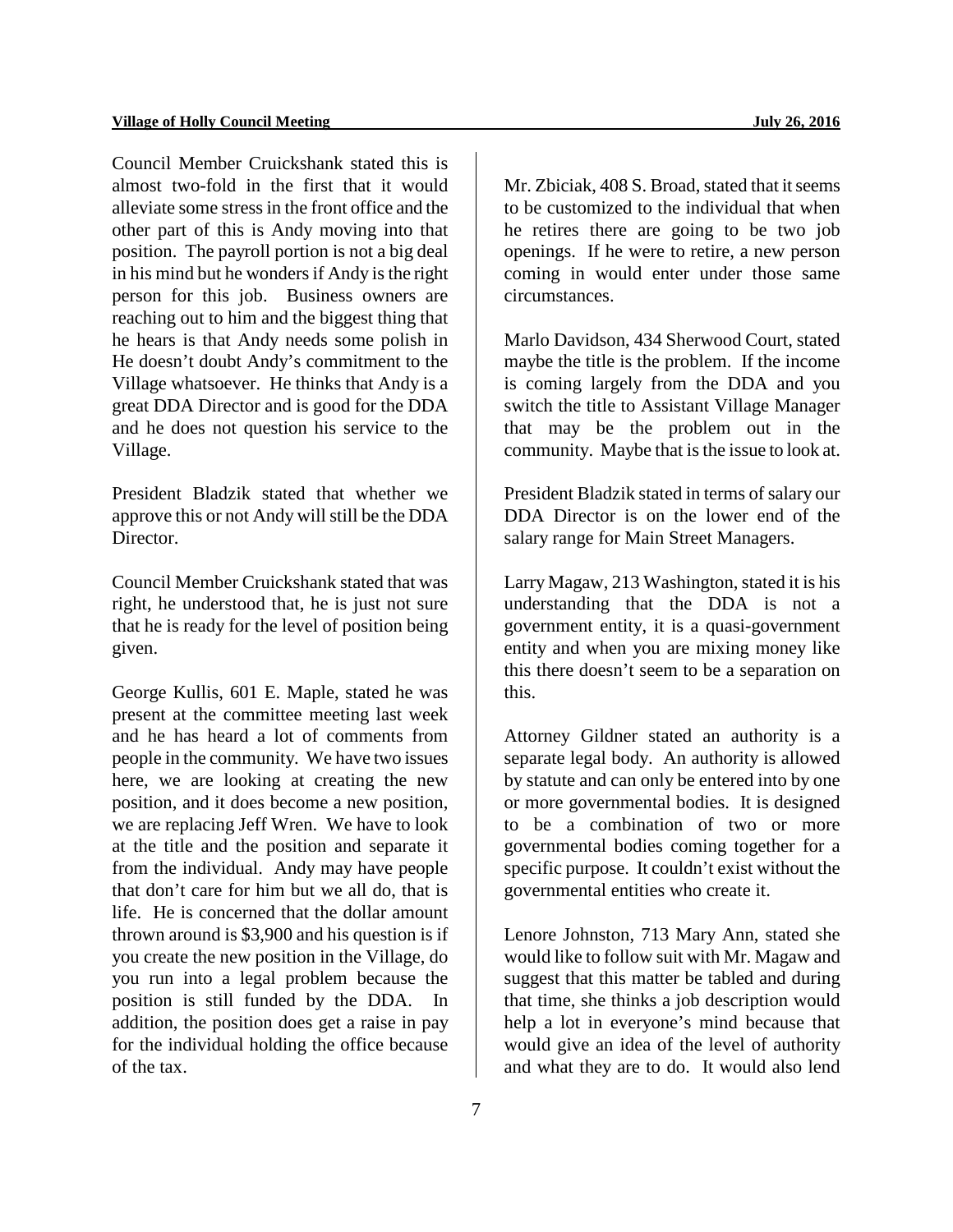Council Member Cruickshank stated this is almost two-fold in the first that it would alleviate some stress in the front office and the other part of this is Andy moving into that position. The payroll portion is not a big deal in his mind but he wonders if Andy is the right person for this job. Business owners are reaching out to him and the biggest thing that he hears is that Andy needs some polish in He doesn't doubt Andy's commitment to the Village whatsoever. He thinks that Andy is a great DDA Director and is good for the DDA and he does not question his service to the Village.

President Bladzik stated that whether we approve this or not Andy will still be the DDA Director.

Council Member Cruickshank stated that was right, he understood that, he is just not sure that he is ready for the level of position being given.

George Kullis, 601 E. Maple, stated he was present at the committee meeting last week and he has heard a lot of comments from people in the community. We have two issues here, we are looking at creating the new position, and it does become a new position, we are replacing Jeff Wren. We have to look at the title and the position and separate it from the individual. Andy may have people that don't care for him but we all do, that is life. He is concerned that the dollar amount thrown around is $3,900 and his question is if you create the new position in the Village, do you run into a legal problem because the position is still funded by the DDA. In addition, the position does get a raise in pay for the individual holding the office because of the tax.

Mr. Zbiciak, 408 S. Broad, stated that it seems to be customized to the individual that when he retires there are going to be two job openings. If he were to retire, a new person coming in would enter under those same circumstances.

Marlo Davidson, 434 Sherwood Court, stated maybe the title is the problem. If the income is coming largely from the DDA and you switch the title to Assistant Village Manager that may be the problem out in the community. Maybe that is the issue to look at.

President Bladzik stated in terms of salary our DDA Director is on the lower end of the salary range for Main Street Managers.

Larry Magaw, 213 Washington, stated it is his understanding that the DDA is not a government entity, it is a quasi-government entity and when you are mixing money like this there doesn't seem to be a separation on this.

Attorney Gildner stated an authority is a separate legal body. An authority is allowed by statute and can only be entered into by one or more governmental bodies. It is designed to be a combination of two or more governmental bodies coming together for a specific purpose. It couldn't exist without the governmental entities who create it.

Lenore Johnston, 713 Mary Ann, stated she would like to follow suit with Mr. Magaw and suggest that this matter be tabled and during that time, she thinks a job description would help a lot in everyone's mind because that would give an idea of the level of authority and what they are to do. It would also lend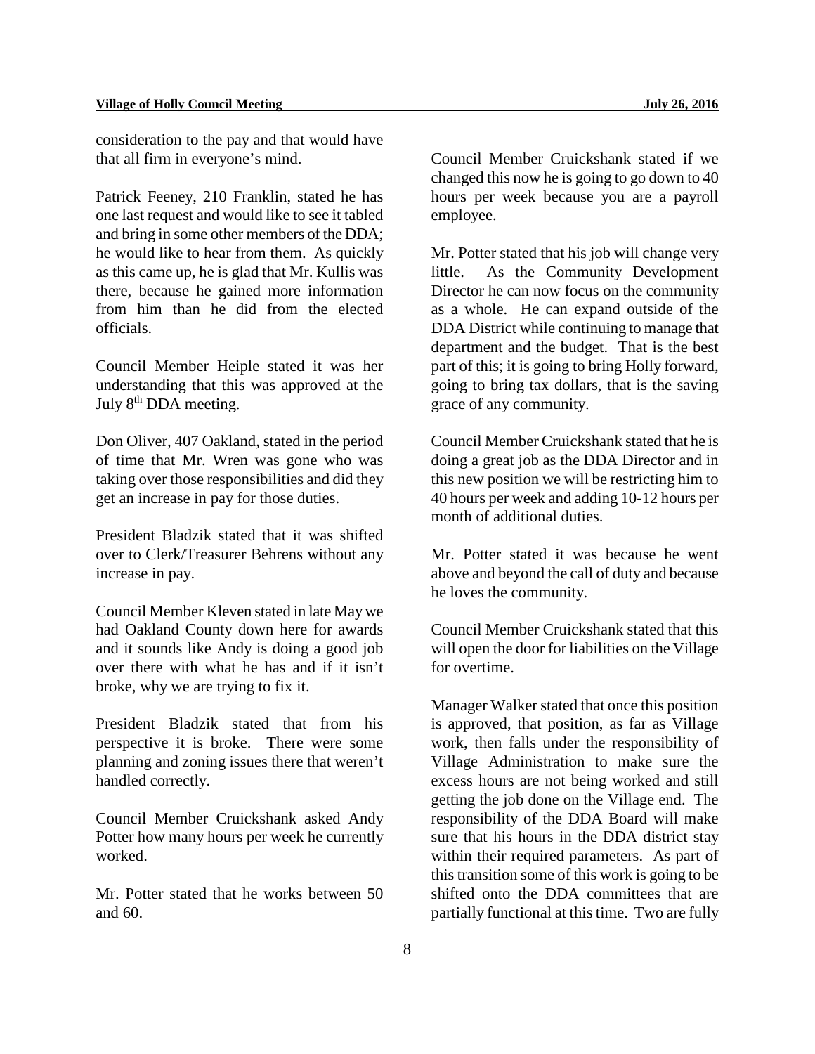consideration to the pay and that would have that all firm in everyone's mind.

Patrick Feeney, 210 Franklin, stated he has one last request and would like to see it tabled and bring in some other members of the DDA; he would like to hear from them. As quickly as this came up, he is glad that Mr. Kullis was there, because he gained more information from him than he did from the elected officials.

Council Member Heiple stated it was her understanding that this was approved at the July 8th DDA meeting.

Don Oliver, 407 Oakland, stated in the period of time that Mr. Wren was gone who was taking over those responsibilities and did they get an increase in pay for those duties.

President Bladzik stated that it was shifted over to Clerk/Treasurer Behrens without any increase in pay.

Council Member Kleven stated in late May we had Oakland County down here for awards and it sounds like Andy is doing a good job over there with what he has and if it isn't broke, why we are trying to fix it.

President Bladzik stated that from his perspective it is broke. There were some planning and zoning issues there that weren't handled correctly.

Council Member Cruickshank asked Andy Potter how many hours per week he currently worked.

Mr. Potter stated that he works between 50 and 60.

Council Member Cruickshank stated if we changed this now he is going to go down to 40 hours per week because you are a payroll employee.

Mr. Potter stated that his job will change very little. As the Community Development Director he can now focus on the community as a whole. He can expand outside of the DDA District while continuing to manage that department and the budget. That is the best part of this; it is going to bring Holly forward, going to bring tax dollars, that is the saving grace of any community.

Council Member Cruickshank stated that he is doing a great job as the DDA Director and in this new position we will be restricting him to 40 hours per week and adding 10-12 hours per month of additional duties.

Mr. Potter stated it was because he went above and beyond the call of duty and because he loves the community.

Council Member Cruickshank stated that this will open the door for liabilities on the Village for overtime.

Manager Walker stated that once this position is approved, that position, as far as Village work, then falls under the responsibility of Village Administration to make sure the excess hours are not being worked and still getting the job done on the Village end. The responsibility of the DDA Board will make sure that his hours in the DDA district stay within their required parameters. As part of this transition some of this work is going to be shifted onto the DDA committees that are partially functional at this time. Two are fully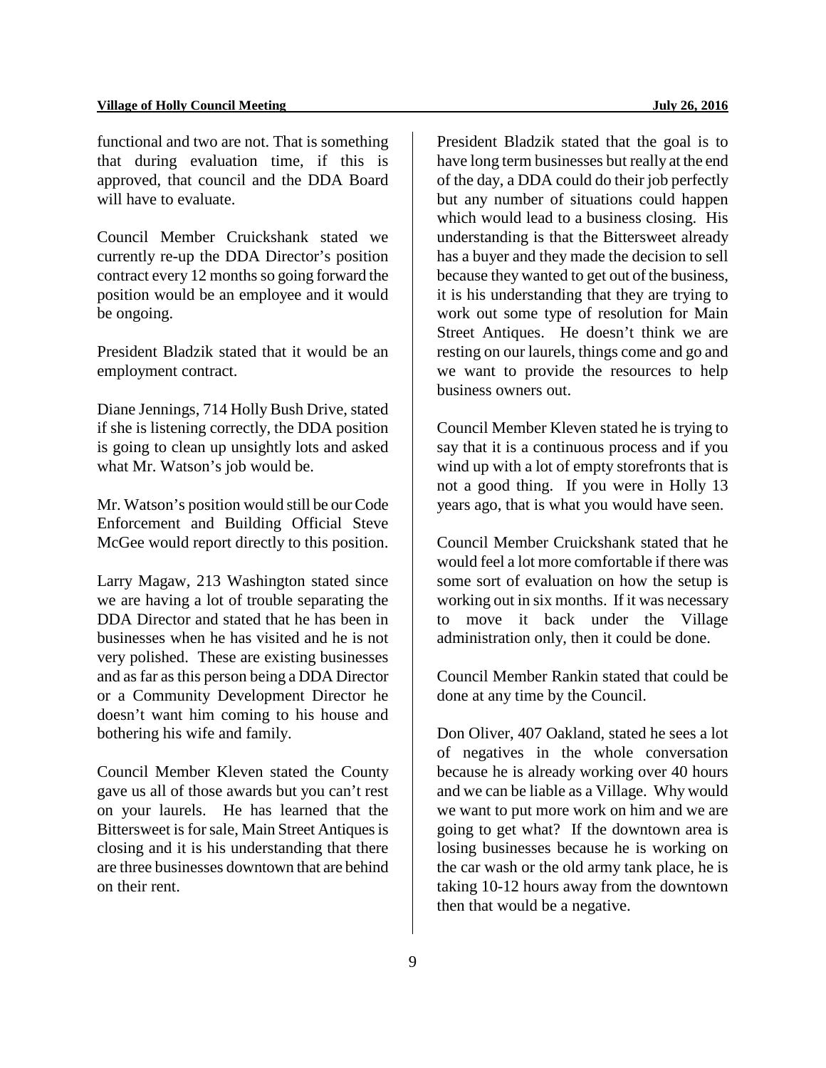functional and two are not. That is something that during evaluation time, if this is approved, that council and the DDA Board will have to evaluate.

Council Member Cruickshank stated we currently re-up the DDA Director's position contract every 12 months so going forward the position would be an employee and it would be ongoing.

President Bladzik stated that it would be an employment contract.

Diane Jennings, 714 Holly Bush Drive, stated if she is listening correctly, the DDA position is going to clean up unsightly lots and asked what Mr. Watson's job would be.

Mr. Watson's position would still be our Code Enforcement and Building Official Steve McGee would report directly to this position.

Larry Magaw, 213 Washington stated since we are having a lot of trouble separating the DDA Director and stated that he has been in businesses when he has visited and he is not very polished. These are existing businesses and as far as this person being a DDA Director or a Community Development Director he doesn't want him coming to his house and bothering his wife and family.

Council Member Kleven stated the County gave us all of those awards but you can't rest on your laurels. He has learned that the Bittersweet is for sale, Main Street Antiques is closing and it is his understanding that there are three businesses downtown that are behind on their rent.

President Bladzik stated that the goal is to have long term businesses but really at the end of the day, a DDA could do their job perfectly but any number of situations could happen which would lead to a business closing. His understanding is that the Bittersweet already has a buyer and they made the decision to sell because they wanted to get out of the business, it is his understanding that they are trying to work out some type of resolution for Main Street Antiques. He doesn't think we are resting on our laurels, things come and go and we want to provide the resources to help business owners out.

Council Member Kleven stated he is trying to say that it is a continuous process and if you wind up with a lot of empty storefronts that is not a good thing. If you were in Holly 13 years ago, that is what you would have seen.

Council Member Cruickshank stated that he would feel a lot more comfortable if there was some sort of evaluation on how the setup is working out in six months. If it was necessary to move it back under the Village administration only, then it could be done.

Council Member Rankin stated that could be done at any time by the Council.

Don Oliver, 407 Oakland, stated he sees a lot of negatives in the whole conversation because he is already working over 40 hours and we can be liable as a Village. Why would we want to put more work on him and we are going to get what? If the downtown area is losing businesses because he is working on the car wash or the old army tank place, he is taking 10-12 hours away from the downtown then that would be a negative.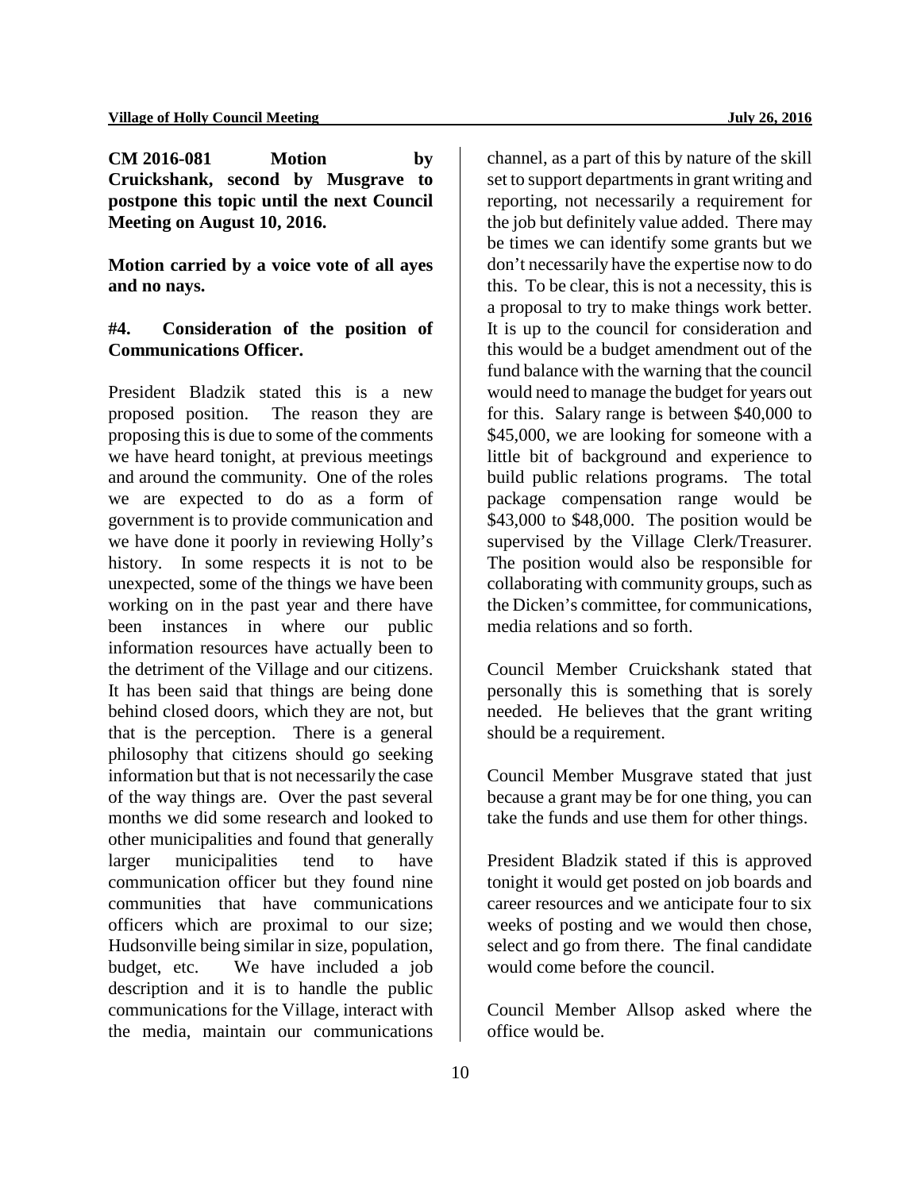**CM 2016-081 Motion by Cruickshank, second by Musgrave to postpone this topic until the next Council Meeting on August 10, 2016.**

**Motion carried by a voice vote of all ayes and no nays.**

**#4. Consideration of the position of Communications Officer.**

President Bladzik stated this is a new proposed position. The reason they are proposing this is due to some of the comments we have heard tonight, at previous meetings and around the community. One of the roles we are expected to do as a form of government is to provide communication and we have done it poorly in reviewing Holly's history. In some respects it is not to be unexpected, some of the things we have been working on in the past year and there have been instances in where our public information resources have actually been to the detriment of the Village and our citizens. It has been said that things are being done behind closed doors, which they are not, but that is the perception. There is a general philosophy that citizens should go seeking information but that is not necessarily the case of the way things are. Over the past several months we did some research and looked to other municipalities and found that generally larger municipalities tend to have communication officer but they found nine communities that have communications officers which are proximal to our size; Hudsonville being similar in size, population, budget, etc. We have included a job description and it is to handle the public communications for the Village, interact with the media, maintain our communications channel, as a part of this by nature of the skill set to support departments in grant writing and reporting, not necessarily a requirement for the job but definitely value added. There may be times we can identify some grants but we don't necessarily have the expertise now to do this. To be clear, this is not a necessity, this is a proposal to try to make things work better. It is up to the council for consideration and this would be a budget amendment out of the fund balance with the warning that the council would need to manage the budget for years out for this. Salary range is between $40,000 to $45,000, we are looking for someone with a little bit of background and experience to build public relations programs. The total package compensation range would be $43,000 to $48,000. The position would be supervised by the Village Clerk/Treasurer. The position would also be responsible for collaborating with community groups, such as the Dicken's committee, for communications, media relations and so forth.

Council Member Cruickshank stated that personally this is something that is sorely needed. He believes that the grant writing should be a requirement.

Council Member Musgrave stated that just because a grant may be for one thing, you can take the funds and use them for other things.

President Bladzik stated if this is approved tonight it would get posted on job boards and career resources and we anticipate four to six weeks of posting and we would then chose, select and go from there. The final candidate would come before the council.

Council Member Allsop asked where the office would be.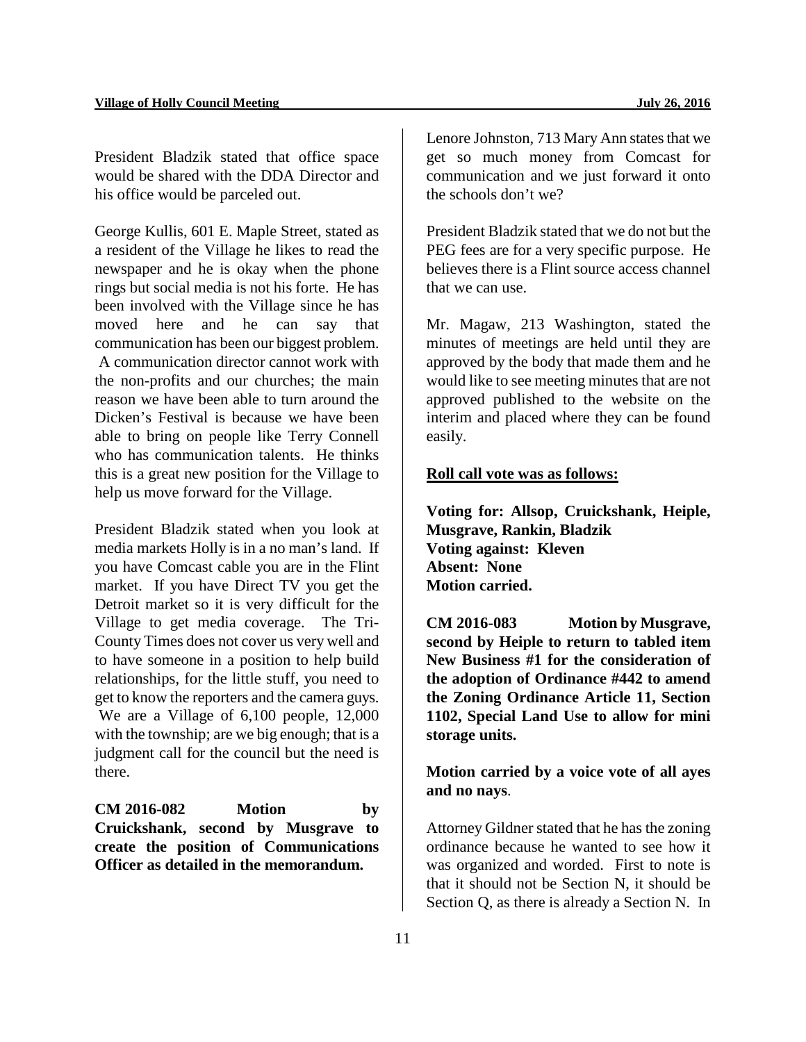President Bladzik stated that office space would be shared with the DDA Director and his office would be parceled out.

George Kullis, 601 E. Maple Street, stated as a resident of the Village he likes to read the newspaper and he is okay when the phone rings but social media is not his forte. He has been involved with the Village since he has moved here and he can say that communication has been our biggest problem. A communication director cannot work with the non-profits and our churches; the main reason we have been able to turn around the Dicken's Festival is because we have been able to bring on people like Terry Connell who has communication talents. He thinks this is a great new position for the Village to help us move forward for the Village.

President Bladzik stated when you look at media markets Holly is in a no man's land. If you have Comcast cable you are in the Flint market. If you have Direct TV you get the Detroit market so it is very difficult for the Village to get media coverage. The Tri-County Times does not cover us very well and to have someone in a position to help build relationships, for the little stuff, you need to get to know the reporters and the camera guys. We are a Village of 6,100 people, 12,000 with the township; are we big enough; that is a judgment call for the council but the need is there.

**CM 2016-082 Motion by Cruickshank, second by Musgrave to create the position of Communications Officer as detailed in the memorandum.**

Lenore Johnston, 713 Mary Ann states that we get so much money from Comcast for communication and we just forward it onto the schools don't we?

President Bladzik stated that we do not but the PEG fees are for a very specific purpose. He believes there is a Flint source access channel that we can use.

Mr. Magaw, 213 Washington, stated the minutes of meetings are held until they are approved by the body that made them and he would like to see meeting minutes that are not approved published to the website on the interim and placed where they can be found easily.

**Roll call vote was as follows:**

**Voting for: Allsop, Cruickshank, Heiple, Musgrave, Rankin, Bladzik**
**Voting against: Kleven**
**Absent: None**
**Motion carried.**

**CM 2016-083 Motion by Musgrave, second by Heiple to return to tabled item New Business #1 for the consideration of the adoption of Ordinance #442 to amend the Zoning Ordinance Article 11, Section 1102, Special Land Use to allow for mini storage units.**

**Motion carried by a voice vote of all ayes and no nays**.

Attorney Gildner stated that he has the zoning ordinance because he wanted to see how it was organized and worded. First to note is that it should not be Section N, it should be Section Q, as there is already a Section N. In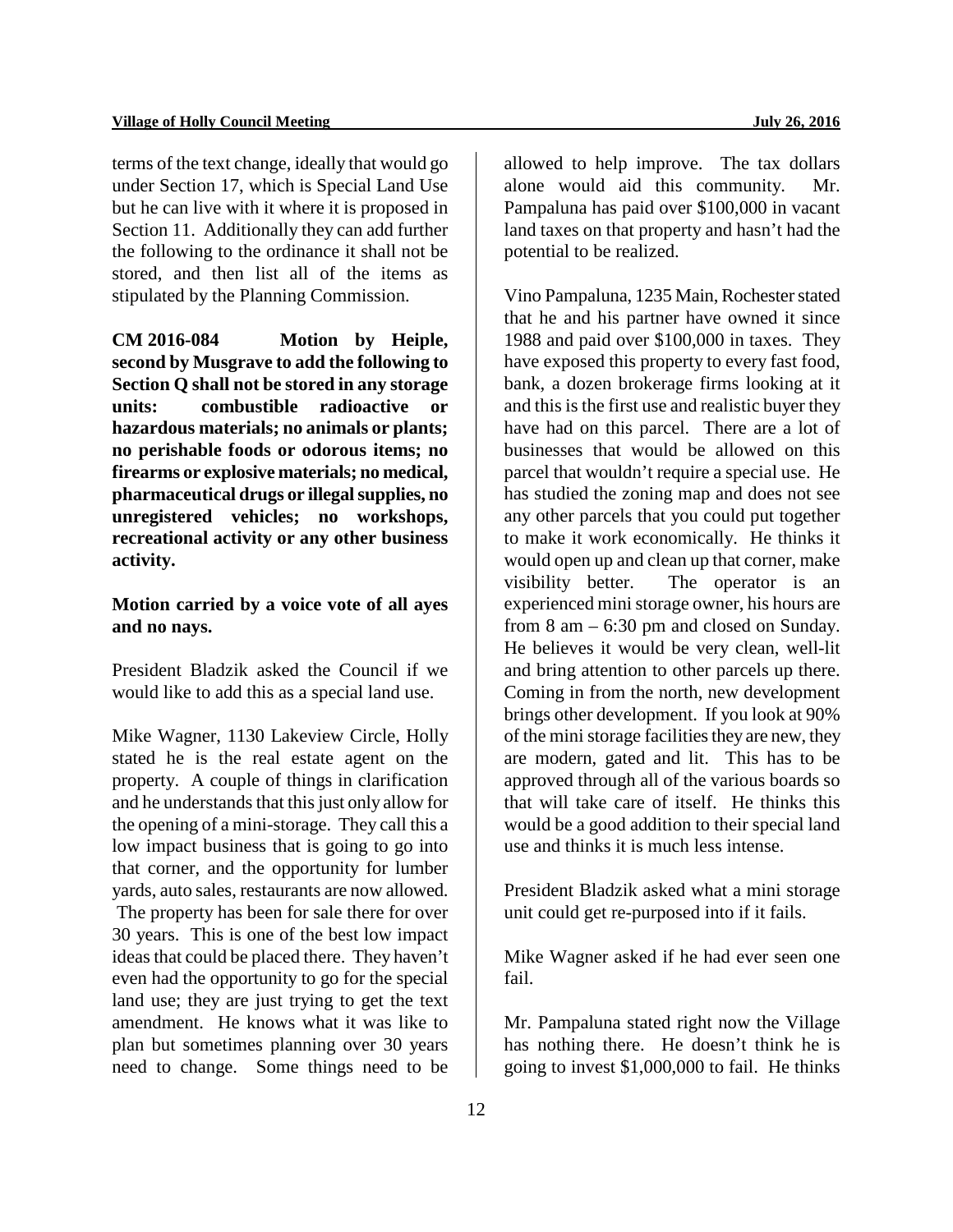terms of the text change, ideally that would go under Section 17, which is Special Land Use but he can live with it where it is proposed in Section 11. Additionally they can add further the following to the ordinance it shall not be stored, and then list all of the items as stipulated by the Planning Commission.

**CM 2016-084 Motion by Heiple, second by Musgrave to add the following to Section Q shall not be stored in any storage units: combustible radioactive or hazardous materials; no animals or plants; no perishable foods or odorous items; no firearms or explosive materials; no medical, pharmaceutical drugs or illegal supplies, no unregistered vehicles; no workshops, recreational activity or any other business activity.**

**Motion carried by a voice vote of all ayes and no nays.**

President Bladzik asked the Council if we would like to add this as a special land use.

Mike Wagner, 1130 Lakeview Circle, Holly stated he is the real estate agent on the property. A couple of things in clarification and he understands that this just only allow for the opening of a mini-storage. They call this a low impact business that is going to go into that corner, and the opportunity for lumber yards, auto sales, restaurants are now allowed. The property has been for sale there for over 30 years. This is one of the best low impact ideas that could be placed there. They haven't even had the opportunity to go for the special land use; they are just trying to get the text amendment. He knows what it was like to plan but sometimes planning over 30 years need to change. Some things need to be allowed to help improve. The tax dollars alone would aid this community. Mr. Pampaluna has paid over $100,000 in vacant land taxes on that property and hasn't had the potential to be realized.

Vino Pampaluna, 1235 Main, Rochester stated that he and his partner have owned it since 1988 and paid over $100,000 in taxes. They have exposed this property to every fast food, bank, a dozen brokerage firms looking at it and this is the first use and realistic buyer they have had on this parcel. There are a lot of businesses that would be allowed on this parcel that wouldn't require a special use. He has studied the zoning map and does not see any other parcels that you could put together to make it work economically. He thinks it would open up and clean up that corner, make visibility better. The operator is an experienced mini storage owner, his hours are from 8 am – 6:30 pm and closed on Sunday. He believes it would be very clean, well-lit and bring attention to other parcels up there. Coming in from the north, new development brings other development. If you look at 90% of the mini storage facilities they are new, they are modern, gated and lit. This has to be approved through all of the various boards so that will take care of itself. He thinks this would be a good addition to their special land use and thinks it is much less intense.

President Bladzik asked what a mini storage unit could get re-purposed into if it fails.

Mike Wagner asked if he had ever seen one fail.

Mr. Pampaluna stated right now the Village has nothing there. He doesn't think he is going to invest $1,000,000 to fail. He thinks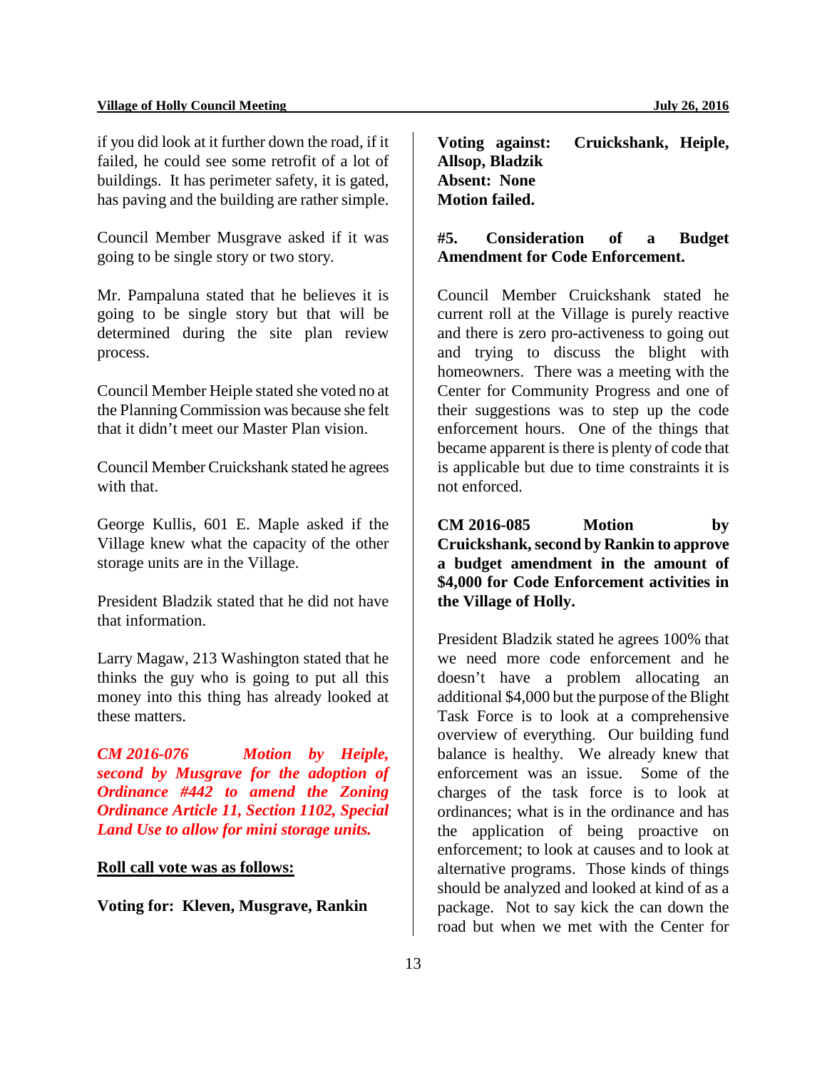if you did look at it further down the road, if it failed, he could see some retrofit of a lot of buildings. It has perimeter safety, it is gated, has paving and the building are rather simple.

Council Member Musgrave asked if it was going to be single story or two story.

Mr. Pampaluna stated that he believes it is going to be single story but that will be determined during the site plan review process.

Council Member Heiple stated she voted no at the Planning Commission was because she felt that it didn't meet our Master Plan vision.

Council Member Cruickshank stated he agrees with that.

George Kullis, 601 E. Maple asked if the Village knew what the capacity of the other storage units are in the Village.

President Bladzik stated that he did not have that information.

Larry Magaw, 213 Washington stated that he thinks the guy who is going to put all this money into this thing has already looked at these matters.

***CM 2016-076 Motion by Heiple, second by Musgrave for the adoption of Ordinance #442 to amend the Zoning Ordinance Article 11, Section 1102, Special Land Use to allow for mini storage units.***

**<u>Roll call vote was as follows:</u>**

**Voting for: Kleven, Musgrave, Rankin**

**Voting against: Cruickshank, Heiple, Allsop, Bladzik**
**Absent: None**
**Motion failed.**

**#5. Consideration of a Budget Amendment for Code Enforcement.**

Council Member Cruickshank stated he current roll at the Village is purely reactive and there is zero pro-activeness to going out and trying to discuss the blight with homeowners. There was a meeting with the Center for Community Progress and one of their suggestions was to step up the code enforcement hours. One of the things that became apparent is there is plenty of code that is applicable but due to time constraints it is not enforced.

**CM 2016-085 Motion by Cruickshank, second by Rankin to approve a budget amendment in the amount of $4,000 for Code Enforcement activities in the Village of Holly.**

President Bladzik stated he agrees 100% that we need more code enforcement and he doesn't have a problem allocating an additional $4,000 but the purpose of the Blight Task Force is to look at a comprehensive overview of everything. Our building fund balance is healthy. We already knew that enforcement was an issue. Some of the charges of the task force is to look at ordinances; what is in the ordinance and has the application of being proactive on enforcement; to look at causes and to look at alternative programs. Those kinds of things should be analyzed and looked at kind of as a package. Not to say kick the can down the road but when we met with the Center for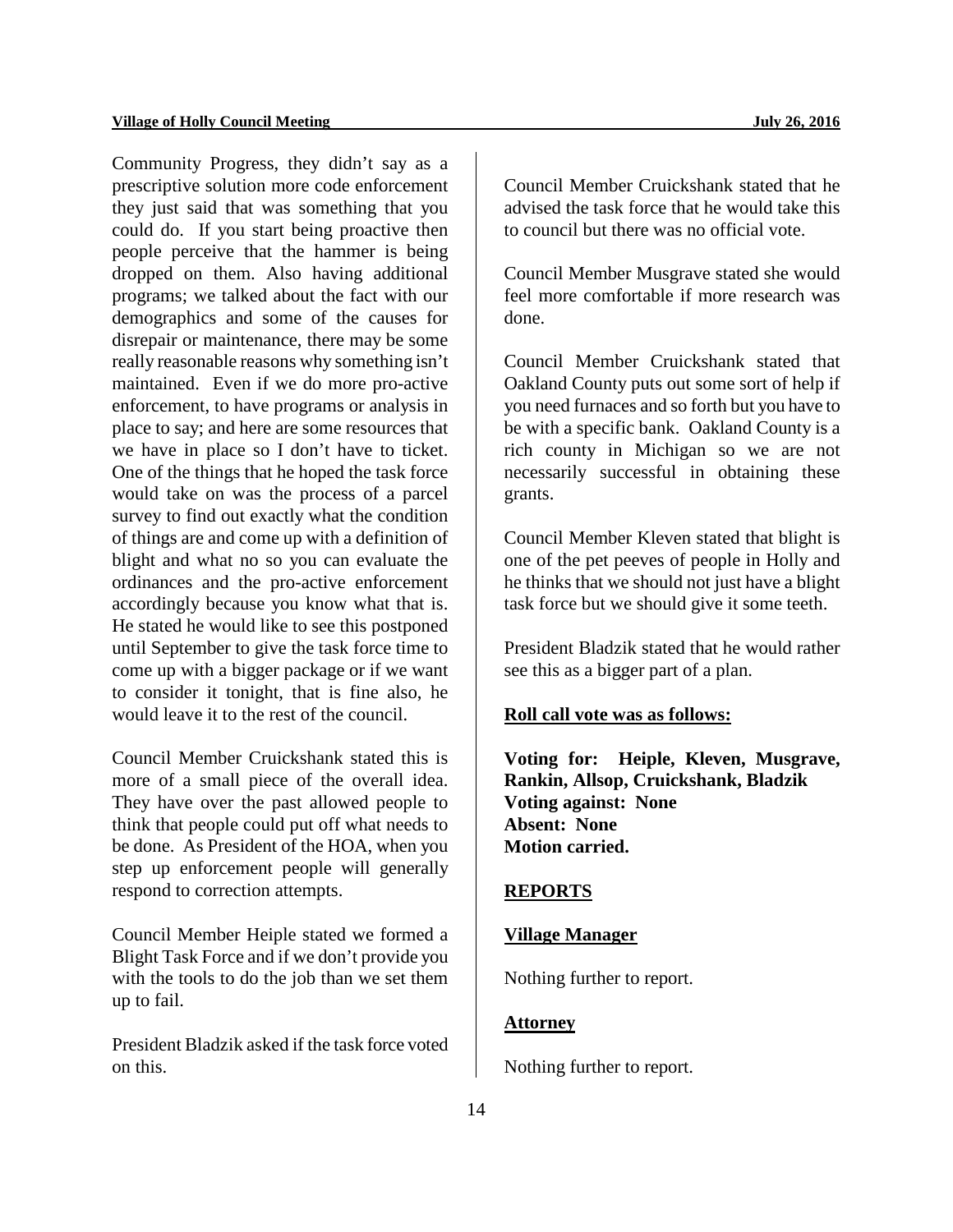Community Progress, they didn't say as a prescriptive solution more code enforcement they just said that was something that you could do. If you start being proactive then people perceive that the hammer is being dropped on them. Also having additional programs; we talked about the fact with our demographics and some of the causes for disrepair or maintenance, there may be some really reasonable reasons why something isn't maintained. Even if we do more pro-active enforcement, to have programs or analysis in place to say; and here are some resources that we have in place so I don't have to ticket. One of the things that he hoped the task force would take on was the process of a parcel survey to find out exactly what the condition of things are and come up with a definition of blight and what no so you can evaluate the ordinances and the pro-active enforcement accordingly because you know what that is. He stated he would like to see this postponed until September to give the task force time to come up with a bigger package or if we want to consider it tonight, that is fine also, he would leave it to the rest of the council.

Council Member Cruickshank stated this is more of a small piece of the overall idea. They have over the past allowed people to think that people could put off what needs to be done. As President of the HOA, when you step up enforcement people will generally respond to correction attempts.

Council Member Heiple stated we formed a Blight Task Force and if we don't provide you with the tools to do the job than we set them up to fail.

President Bladzik asked if the task force voted on this.

Council Member Cruickshank stated that he advised the task force that he would take this to council but there was no official vote.

Council Member Musgrave stated she would feel more comfortable if more research was done.

Council Member Cruickshank stated that Oakland County puts out some sort of help if you need furnaces and so forth but you have to be with a specific bank. Oakland County is a rich county in Michigan so we are not necessarily successful in obtaining these grants.

Council Member Kleven stated that blight is one of the pet peeves of people in Holly and he thinks that we should not just have a blight task force but we should give it some teeth.

President Bladzik stated that he would rather see this as a bigger part of a plan.

**Roll call vote was as follows:**

**Voting for: Heiple, Kleven, Musgrave, Rankin, Allsop, Cruickshank, Bladzik**
**Voting against: None**
**Absent: None**
**Motion carried.**

## REPORTS

### Village Manager

Nothing further to report.

### Attorney

Nothing further to report.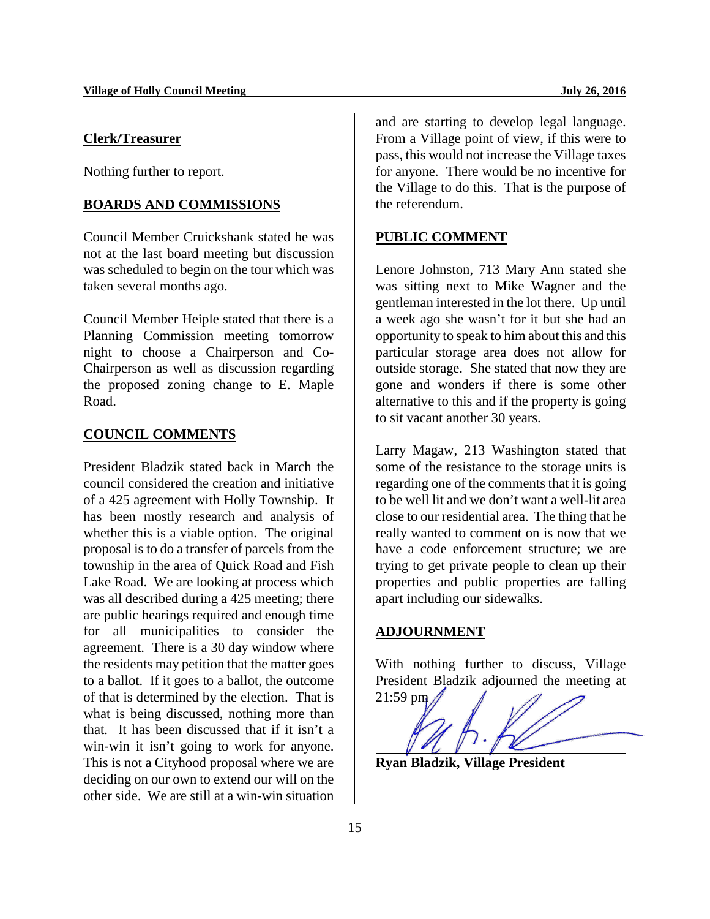## Clerk/Treasurer

Nothing further to report.

## BOARDS AND COMMISSIONS

Council Member Cruickshank stated he was not at the last board meeting but discussion was scheduled to begin on the tour which was taken several months ago.

Council Member Heiple stated that there is a Planning Commission meeting tomorrow night to choose a Chairperson and Co-Chairperson as well as discussion regarding the proposed zoning change to E. Maple Road.

## COUNCIL COMMENTS

President Bladzik stated back in March the council considered the creation and initiative of a 425 agreement with Holly Township. It has been mostly research and analysis of whether this is a viable option. The original proposal is to do a transfer of parcels from the township in the area of Quick Road and Fish Lake Road. We are looking at process which was all described during a 425 meeting; there are public hearings required and enough time for all municipalities to consider the agreement. There is a 30 day window where the residents may petition that the matter goes to a ballot. If it goes to a ballot, the outcome of that is determined by the election. That is what is being discussed, nothing more than that. It has been discussed that if it isn't a win-win it isn't going to work for anyone. This is not a Cityhood proposal where we are deciding on our own to extend our will on the other side. We are still at a win-win situation and are starting to develop legal language. From a Village point of view, if this were to pass, this would not increase the Village taxes for anyone. There would be no incentive for the Village to do this. That is the purpose of the referendum.

## PUBLIC COMMENT

Lenore Johnston, 713 Mary Ann stated she was sitting next to Mike Wagner and the gentleman interested in the lot there. Up until a week ago she wasn't for it but she had an opportunity to speak to him about this and this particular storage area does not allow for outside storage. She stated that now they are gone and wonders if there is some other alternative to this and if the property is going to sit vacant another 30 years.

Larry Magaw, 213 Washington stated that some of the resistance to the storage units is regarding one of the comments that it is going to be well lit and we don't want a well-lit area close to our residential area. The thing that he really wanted to comment on is now that we have a code enforcement structure; we are trying to get private people to clean up their properties and public properties are falling apart including our sidewalks.

## ADJOURNMENT

With nothing further to discuss, Village President Bladzik adjourned the meeting at 21:59 pm

**Ryan Bladzik, Village President**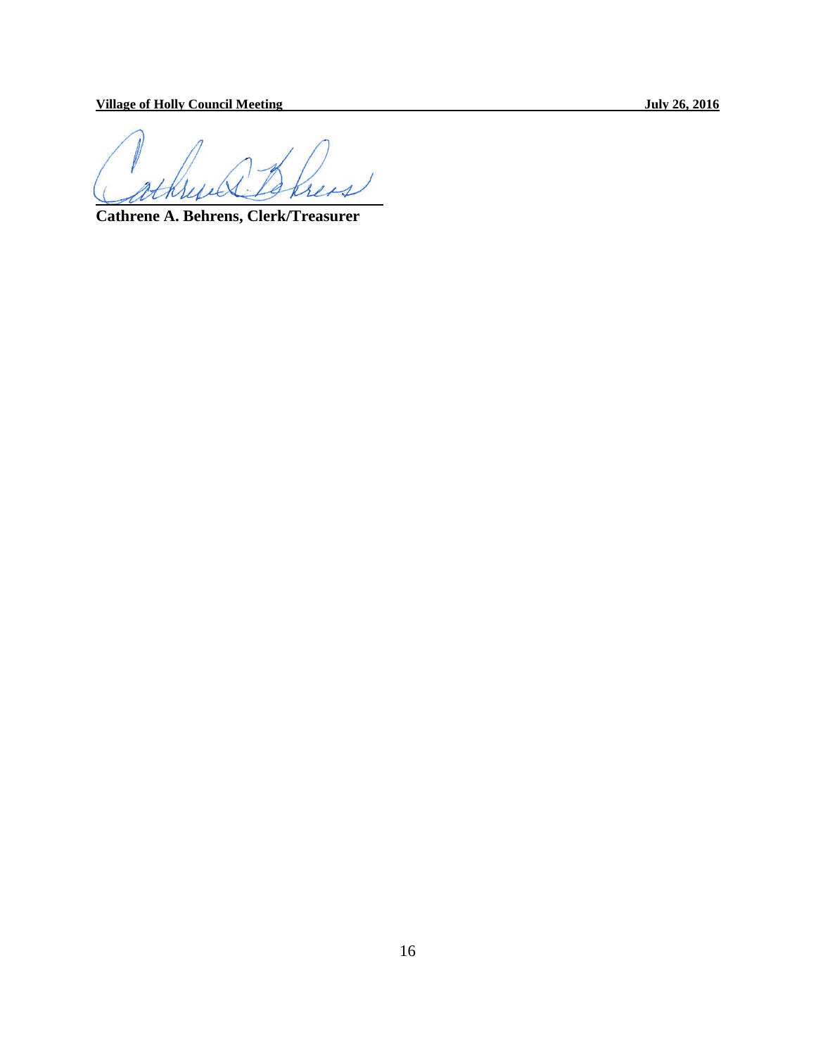**Cathrene A. Behrens, Clerk/Treasurer**